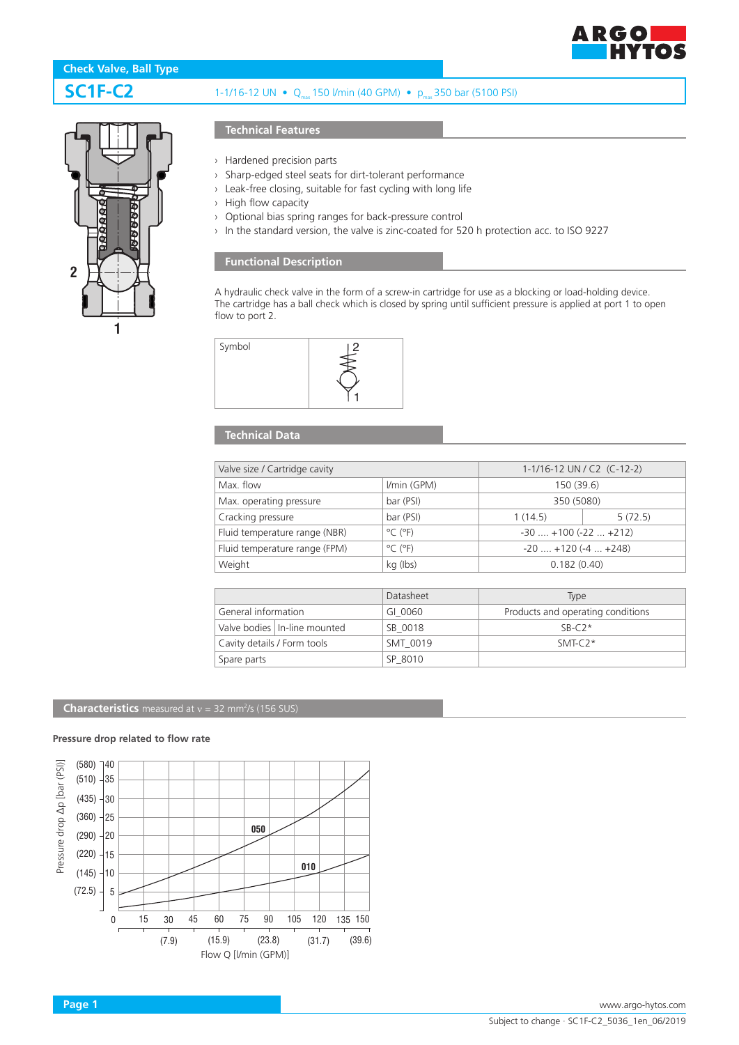**Check Valve, Ball Type**

# SC1F-C2

1-1/16-12 UN • $Q_{max}$ 150 l/min (40 GPM) • $p_{max}$ 350 bar (5100 PSI)

## Technical Features

- Hardened precision parts
- Sharp-edged steel seats for dirt-tolerant performance
- Leak-free closing, suitable for fast cycling with long life
- High flow capacity
- Optional bias spring ranges for back-pressure control
- In the standard version, the valve is zinc-coated for 520 h protection acc. to ISO 9227

## Functional Description

A hydraulic check valve in the form of a screw-in cartridge for use as a blocking or load-holding device. The cartridge has a ball check which is closed by spring until sufficient pressure is applied at port 1 to open flow to port 2.

| Symbol | |
|---|---|

## Technical Data

| Valve size / Cartridge cavity | | 1-1/16-12 UN / C2 (C-12-2) | |
|---|---|---|---|
| Max. flow | l/min (GPM) | 150 (39.6) | |
| Max. operating pressure | bar (PSI) | 350 (5080) | |
| Cracking pressure | bar (PSI) | 1 (14.5) | 5 (72.5) |
| Fluid temperature range (NBR) | °C (°F) | -30 .... +100 (-22 ... +212) | |
| Fluid temperature range (FPM) | °C (°F) | -20 .... +120 (-4 ... +248) | |
| Weight | kg (lbs) | 0.182 (0.40) | |

| | | Datasheet | Type |
|---|---|---|---|
| General information | | GI_0060 | Products and operating conditions |
| Valve bodies | In-line mounted | SB_0018 | SB-C2* |
| Cavity details / Form tools | | SMT_0019 | SMT-C2* |
| Spare parts | | SP_8010 | |

## Characteristics measured at $\nu$ = 32 mm²/s (156 SUS)

**Pressure drop related to flow rate**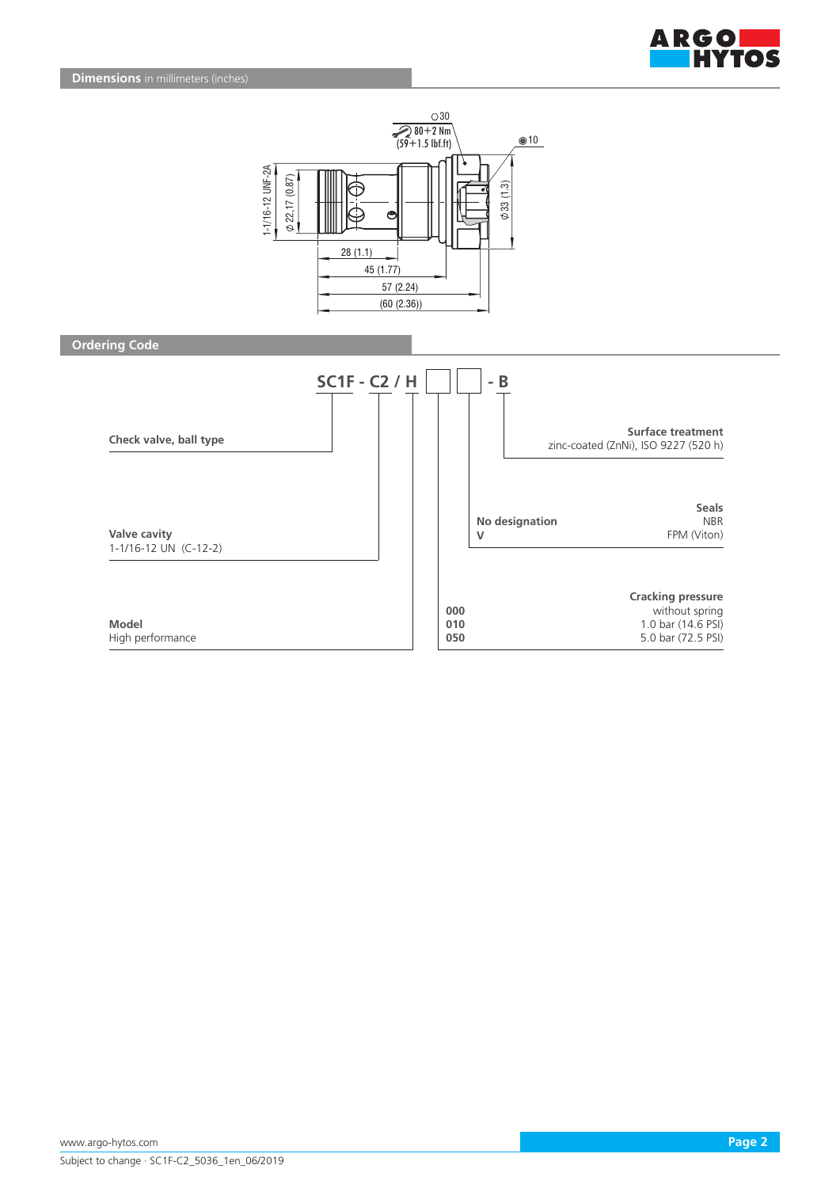## Dimensions in millimeters (inches)

○30
80+2 Nm
(59+1.5 lbf.ft)
◉10
1-1/16-12 UNF-2A
Ø 22,17 (0.87)
Ø 33 (1.3)
28 (1.1)
45 (1.77)
57 (2.24)
(60 (2.36))

## Ordering Code

**SC1F - C2 / H [ ] [ ] - B**

**Check valve, ball type**

**Valve cavity**
1-1/16-12 UN (C-12-2)

**Model**
High performance

**Surface treatment**
zinc-coated (ZnNi), ISO 9227 (520 h)

| **Seals** | |
|---|---|
| **No designation** | NBR |
| **V** | FPM (Viton) |

| **Cracking pressure** | |
|---|---|
| **000** | without spring |
| **010** | 1.0 bar (14.6 PSI) |
| **050** | 5.0 bar (72.5 PSI) |